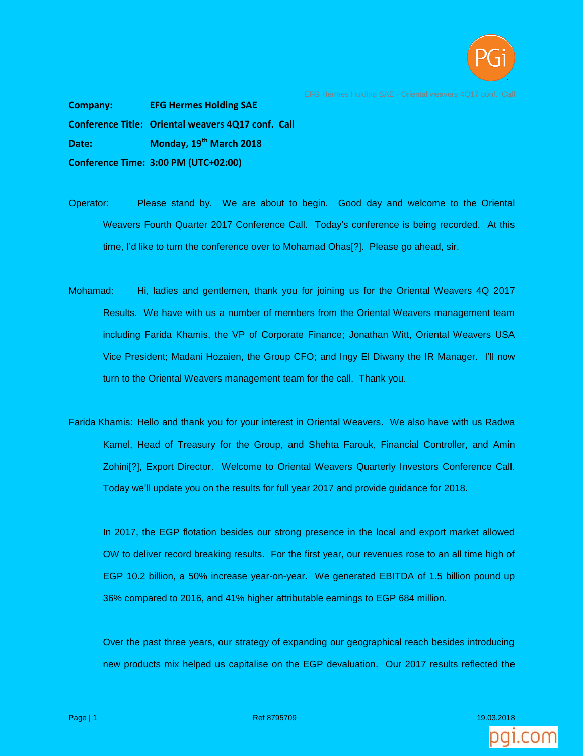**Company:** EFG Hermes Holding SAE

**Conference Title:** Oriental weavers 4Q17 conf. Call

**Date:** Monday, 19th March 2018

**Conference Time:** 3:00 PM (UTC+02:00)

Operator: Please stand by. We are about to begin. Good day and welcome to the Oriental Weavers Fourth Quarter 2017 Conference Call. Today's conference is being recorded. At this time, I'd like to turn the conference over to Mohamad Ohas[?]. Please go ahead, sir.

Mohamad: Hi, ladies and gentlemen, thank you for joining us for the Oriental Weavers 4Q 2017 Results. We have with us a number of members from the Oriental Weavers management team including Farida Khamis, the VP of Corporate Finance; Jonathan Witt, Oriental Weavers USA Vice President; Madani Hozaien, the Group CFO; and Ingy El Diwany the IR Manager. I'll now turn to the Oriental Weavers management team for the call. Thank you.

Farida Khamis: Hello and thank you for your interest in Oriental Weavers. We also have with us Radwa Kamel, Head of Treasury for the Group, and Shehta Farouk, Financial Controller, and Amin Zohini[?], Export Director. Welcome to Oriental Weavers Quarterly Investors Conference Call. Today we'll update you on the results for full year 2017 and provide guidance for 2018.

In 2017, the EGP flotation besides our strong presence in the local and export market allowed OW to deliver record breaking results. For the first year, our revenues rose to an all time high of EGP 10.2 billion, a 50% increase year-on-year. We generated EBITDA of 1.5 billion pound up 36% compared to 2016, and 41% higher attributable earnings to EGP 684 million.

Over the past three years, our strategy of expanding our geographical reach besides introducing new products mix helped us capitalise on the EGP devaluation. Our 2017 results reflected the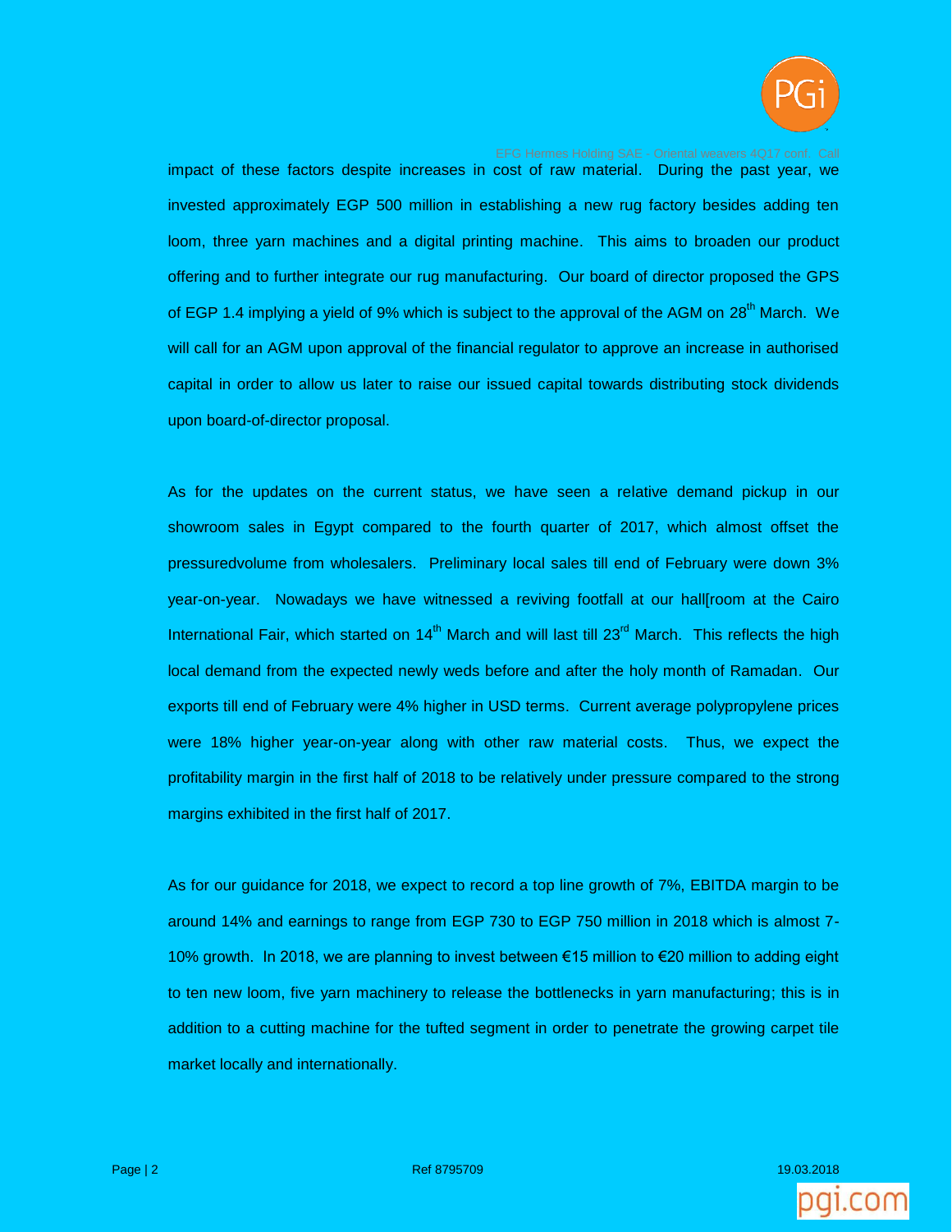impact of these factors despite increases in cost of raw material. During the past year, we invested approximately EGP 500 million in establishing a new rug factory besides adding ten loom, three yarn machines and a digital printing machine. This aims to broaden our product offering and to further integrate our rug manufacturing. Our board of director proposed the GPS of EGP 1.4 implying a yield of 9% which is subject to the approval of the AGM on 28th March. We will call for an AGM upon approval of the financial regulator to approve an increase in authorised capital in order to allow us later to raise our issued capital towards distributing stock dividends upon board-of-director proposal.

As for the updates on the current status, we have seen a relative demand pickup in our showroom sales in Egypt compared to the fourth quarter of 2017, which almost offset the pressuredvolume from wholesalers. Preliminary local sales till end of February were down 3% year-on-year. Nowadays we have witnessed a reviving footfall at our hall[room at the Cairo International Fair, which started on 14th March and will last till 23rd March. This reflects the high local demand from the expected newly weds before and after the holy month of Ramadan. Our exports till end of February were 4% higher in USD terms. Current average polypropylene prices were 18% higher year-on-year along with other raw material costs. Thus, we expect the profitability margin in the first half of 2018 to be relatively under pressure compared to the strong margins exhibited in the first half of 2017.

As for our guidance for 2018, we expect to record a top line growth of 7%, EBITDA margin to be around 14% and earnings to range from EGP 730 to EGP 750 million in 2018 which is almost 7-10% growth. In 2018, we are planning to invest between €15 million to €20 million to adding eight to ten new loom, five yarn machinery to release the bottlenecks in yarn manufacturing; this is in addition to a cutting machine for the tufted segment in order to penetrate the growing carpet tile market locally and internationally.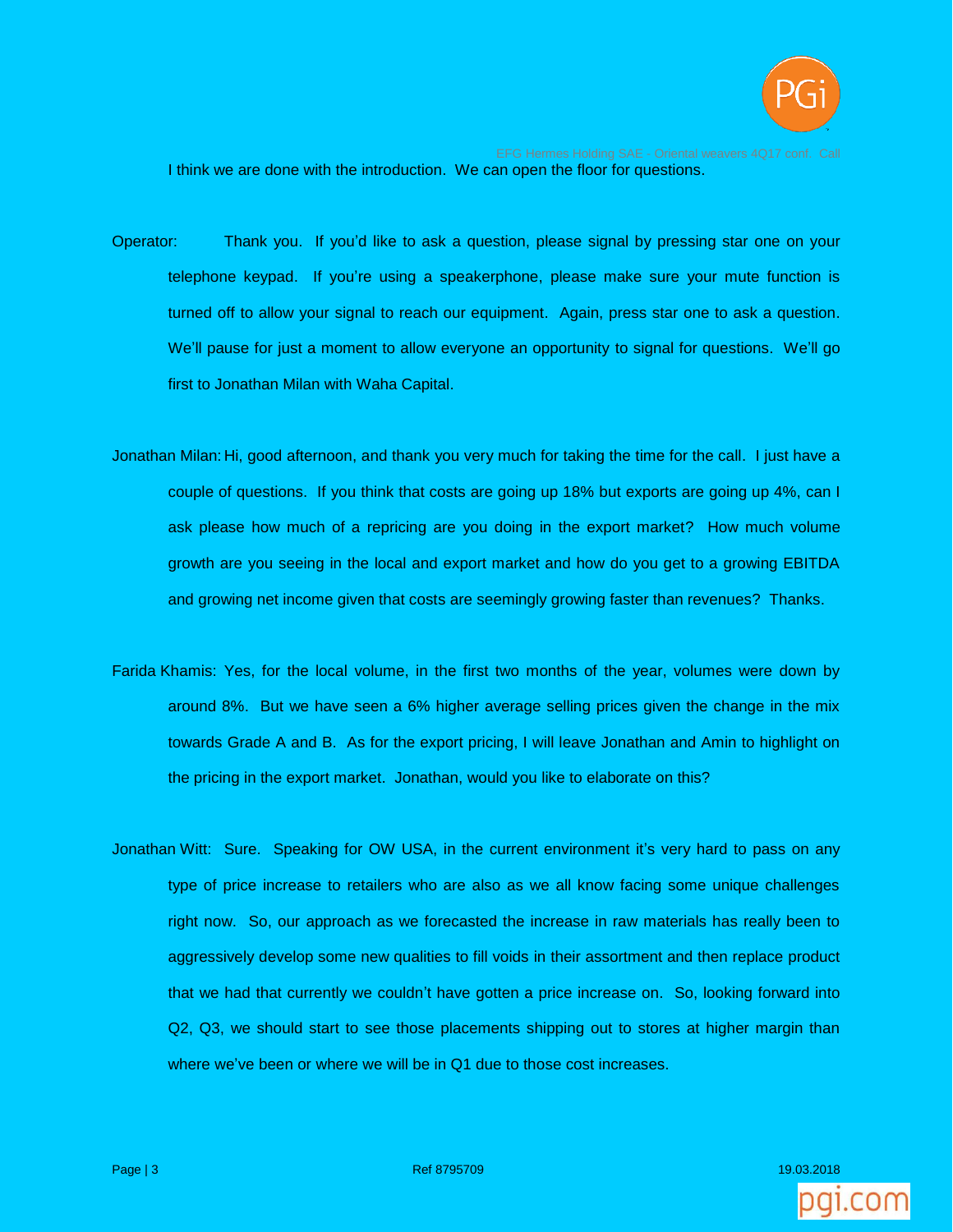I think we are done with the introduction. We can open the floor for questions.

Operator: Thank you. If you'd like to ask a question, please signal by pressing star one on your telephone keypad. If you're using a speakerphone, please make sure your mute function is turned off to allow your signal to reach our equipment. Again, press star one to ask a question. We'll pause for just a moment to allow everyone an opportunity to signal for questions. We'll go first to Jonathan Milan with Waha Capital.

Jonathan Milan: Hi, good afternoon, and thank you very much for taking the time for the call. I just have a couple of questions. If you think that costs are going up 18% but exports are going up 4%, can I ask please how much of a repricing are you doing in the export market? How much volume growth are you seeing in the local and export market and how do you get to a growing EBITDA and growing net income given that costs are seemingly growing faster than revenues? Thanks.

Farida Khamis: Yes, for the local volume, in the first two months of the year, volumes were down by around 8%. But we have seen a 6% higher average selling prices given the change in the mix towards Grade A and B. As for the export pricing, I will leave Jonathan and Amin to highlight on the pricing in the export market. Jonathan, would you like to elaborate on this?

Jonathan Witt: Sure. Speaking for OW USA, in the current environment it's very hard to pass on any type of price increase to retailers who are also as we all know facing some unique challenges right now. So, our approach as we forecasted the increase in raw materials has really been to aggressively develop some new qualities to fill voids in their assortment and then replace product that we had that currently we couldn't have gotten a price increase on. So, looking forward into Q2, Q3, we should start to see those placements shipping out to stores at higher margin than where we've been or where we will be in Q1 due to those cost increases.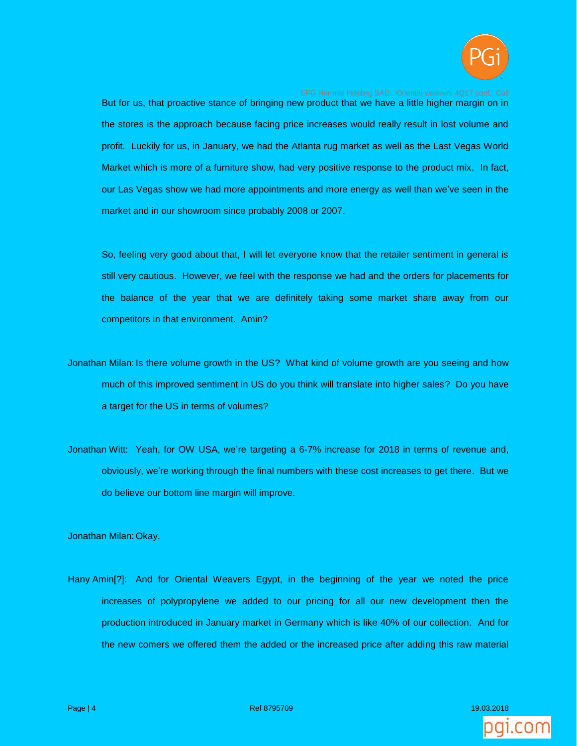But for us, that proactive stance of bringing new product that we have a little higher margin on in the stores is the approach because facing price increases would really result in lost volume and profit. Luckily for us, in January, we had the Atlanta rug market as well as the Last Vegas World Market which is more of a furniture show, had very positive response to the product mix. In fact, our Las Vegas show we had more appointments and more energy as well than we've seen in the market and in our showroom since probably 2008 or 2007.

So, feeling very good about that, I will let everyone know that the retailer sentiment in general is still very cautious. However, we feel with the response we had and the orders for placements for the balance of the year that we are definitely taking some market share away from our competitors in that environment. Amin?

Jonathan Milan: Is there volume growth in the US? What kind of volume growth are you seeing and how much of this improved sentiment in US do you think will translate into higher sales? Do you have a target for the US in terms of volumes?

Jonathan Witt: Yeah, for OW USA, we're targeting a 6-7% increase for 2018 in terms of revenue and, obviously, we're working through the final numbers with these cost increases to get there. But we do believe our bottom line margin will improve.

Jonathan Milan: Okay.

Hany Amin[?]: And for Oriental Weavers Egypt, in the beginning of the year we noted the price increases of polypropylene we added to our pricing for all our new development then the production introduced in January market in Germany which is like 40% of our collection. And for the new comers we offered them the added or the increased price after adding this raw material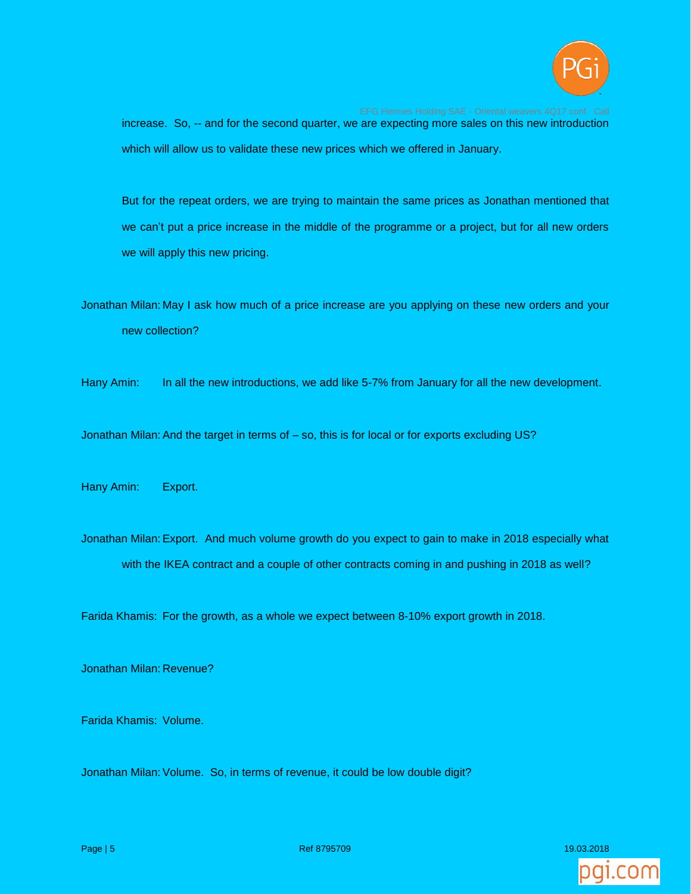increase. So, -- and for the second quarter, we are expecting more sales on this new introduction which will allow us to validate these new prices which we offered in January.

But for the repeat orders, we are trying to maintain the same prices as Jonathan mentioned that we can't put a price increase in the middle of the programme or a project, but for all new orders we will apply this new pricing.

Jonathan Milan: May I ask how much of a price increase are you applying on these new orders and your new collection?

Hany Amin: In all the new introductions, we add like 5-7% from January for all the new development.

Jonathan Milan: And the target in terms of – so, this is for local or for exports excluding US?

Hany Amin: Export.

Jonathan Milan: Export. And much volume growth do you expect to gain to make in 2018 especially what with the IKEA contract and a couple of other contracts coming in and pushing in 2018 as well?

Farida Khamis: For the growth, as a whole we expect between 8-10% export growth in 2018.

Jonathan Milan: Revenue?

Farida Khamis: Volume.

Jonathan Milan: Volume. So, in terms of revenue, it could be low double digit?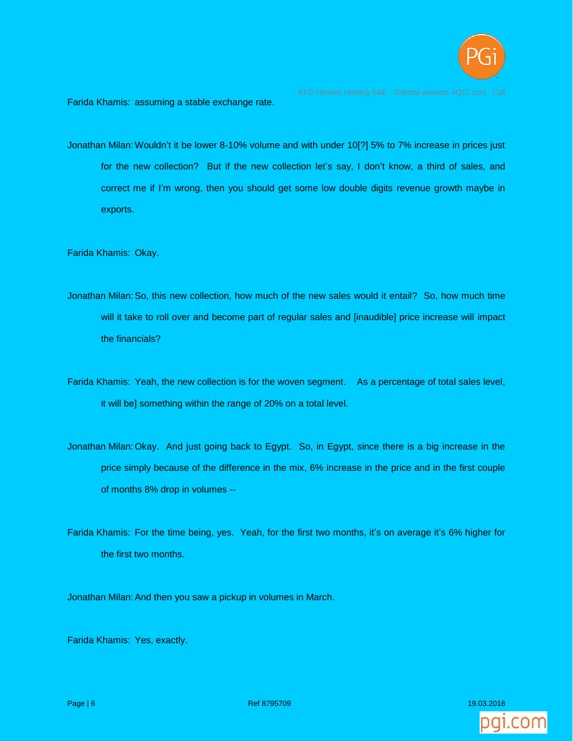Farida Khamis: assuming a stable exchange rate.

Jonathan Milan: Wouldn't it be lower 8-10% volume and with under 10[?] 5% to 7% increase in prices just for the new collection? But if the new collection let's say, I don't know, a third of sales, and correct me if I'm wrong, then you should get some low double digits revenue growth maybe in exports.

Farida Khamis: Okay.

Jonathan Milan: So, this new collection, how much of the new sales would it entail? So, how much time will it take to roll over and become part of regular sales and [inaudible] price increase will impact the financials?

Farida Khamis: Yeah, the new collection is for the woven segment. As a percentage of total sales level, it will be] something within the range of 20% on a total level.

Jonathan Milan: Okay. And just going back to Egypt. So, in Egypt, since there is a big increase in the price simply because of the difference in the mix, 6% increase in the price and in the first couple of months 8% drop in volumes --

Farida Khamis: For the time being, yes. Yeah, for the first two months, it's on average it's 6% higher for the first two months.

Jonathan Milan: And then you saw a pickup in volumes in March.

Farida Khamis: Yes, exactly.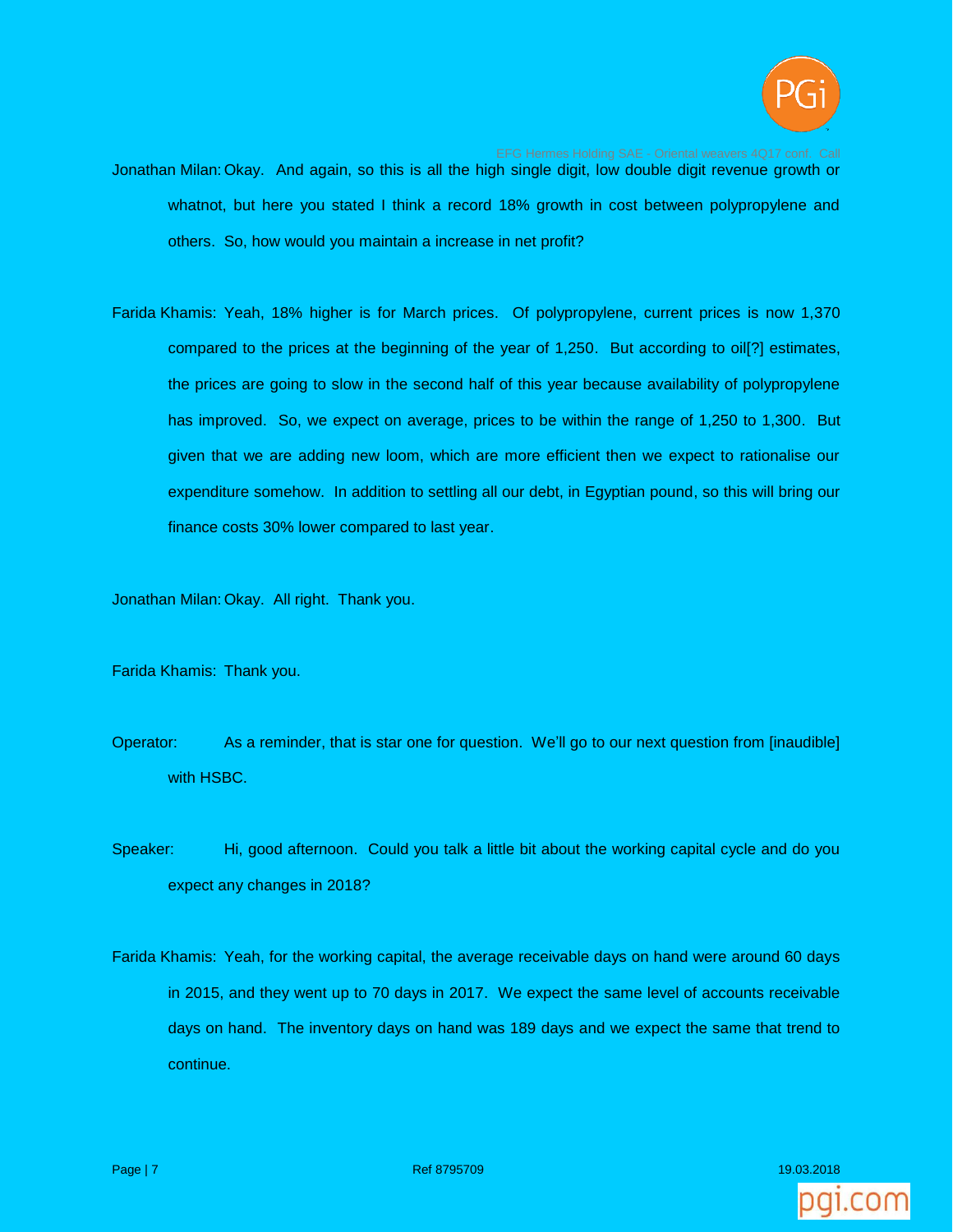Jonathan Milan: Okay. And again, so this is all the high single digit, low double digit revenue growth or whatnot, but here you stated I think a record 18% growth in cost between polypropylene and others. So, how would you maintain a increase in net profit?

Farida Khamis: Yeah, 18% higher is for March prices. Of polypropylene, current prices is now 1,370 compared to the prices at the beginning of the year of 1,250. But according to oil[?] estimates, the prices are going to slow in the second half of this year because availability of polypropylene has improved. So, we expect on average, prices to be within the range of 1,250 to 1,300. But given that we are adding new loom, which are more efficient then we expect to rationalise our expenditure somehow. In addition to settling all our debt, in Egyptian pound, so this will bring our finance costs 30% lower compared to last year.

Jonathan Milan: Okay. All right. Thank you.

Farida Khamis: Thank you.

Operator: As a reminder, that is star one for question. We'll go to our next question from [inaudible] with HSBC.

Speaker: Hi, good afternoon. Could you talk a little bit about the working capital cycle and do you expect any changes in 2018?

Farida Khamis: Yeah, for the working capital, the average receivable days on hand were around 60 days in 2015, and they went up to 70 days in 2017. We expect the same level of accounts receivable days on hand. The inventory days on hand was 189 days and we expect the same that trend to continue.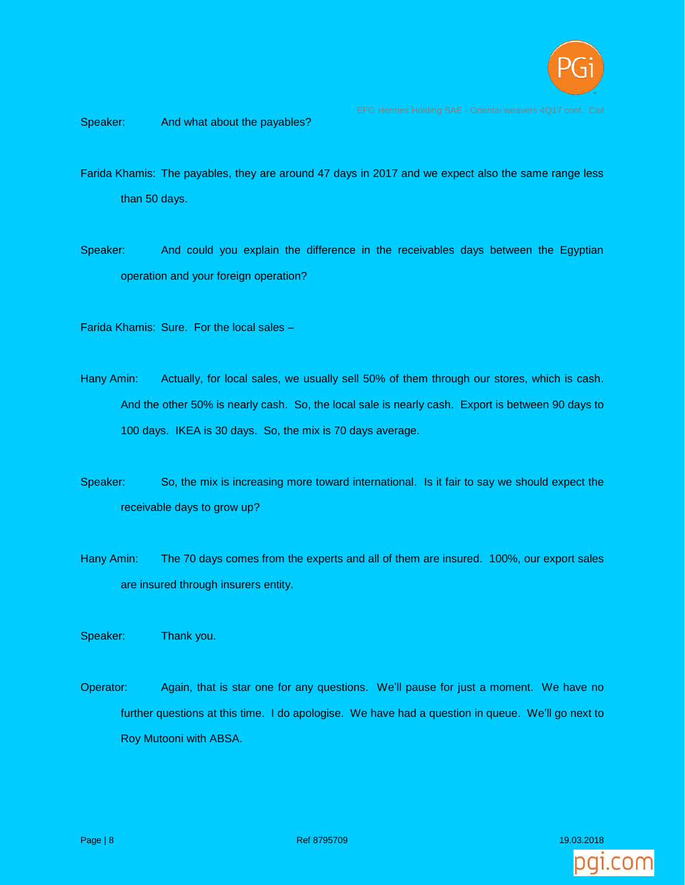Speaker: And what about the payables?

Farida Khamis: The payables, they are around 47 days in 2017 and we expect also the same range less than 50 days.

Speaker: And could you explain the difference in the receivables days between the Egyptian operation and your foreign operation?

Farida Khamis: Sure. For the local sales –

Hany Amin: Actually, for local sales, we usually sell 50% of them through our stores, which is cash. And the other 50% is nearly cash. So, the local sale is nearly cash. Export is between 90 days to 100 days. IKEA is 30 days. So, the mix is 70 days average.

Speaker: So, the mix is increasing more toward international. Is it fair to say we should expect the receivable days to grow up?

Hany Amin: The 70 days comes from the experts and all of them are insured. 100%, our export sales are insured through insurers entity.

Speaker: Thank you.

Operator: Again, that is star one for any questions. We'll pause for just a moment. We have no further questions at this time. I do apologise. We have had a question in queue. We'll go next to Roy Mutooni with ABSA.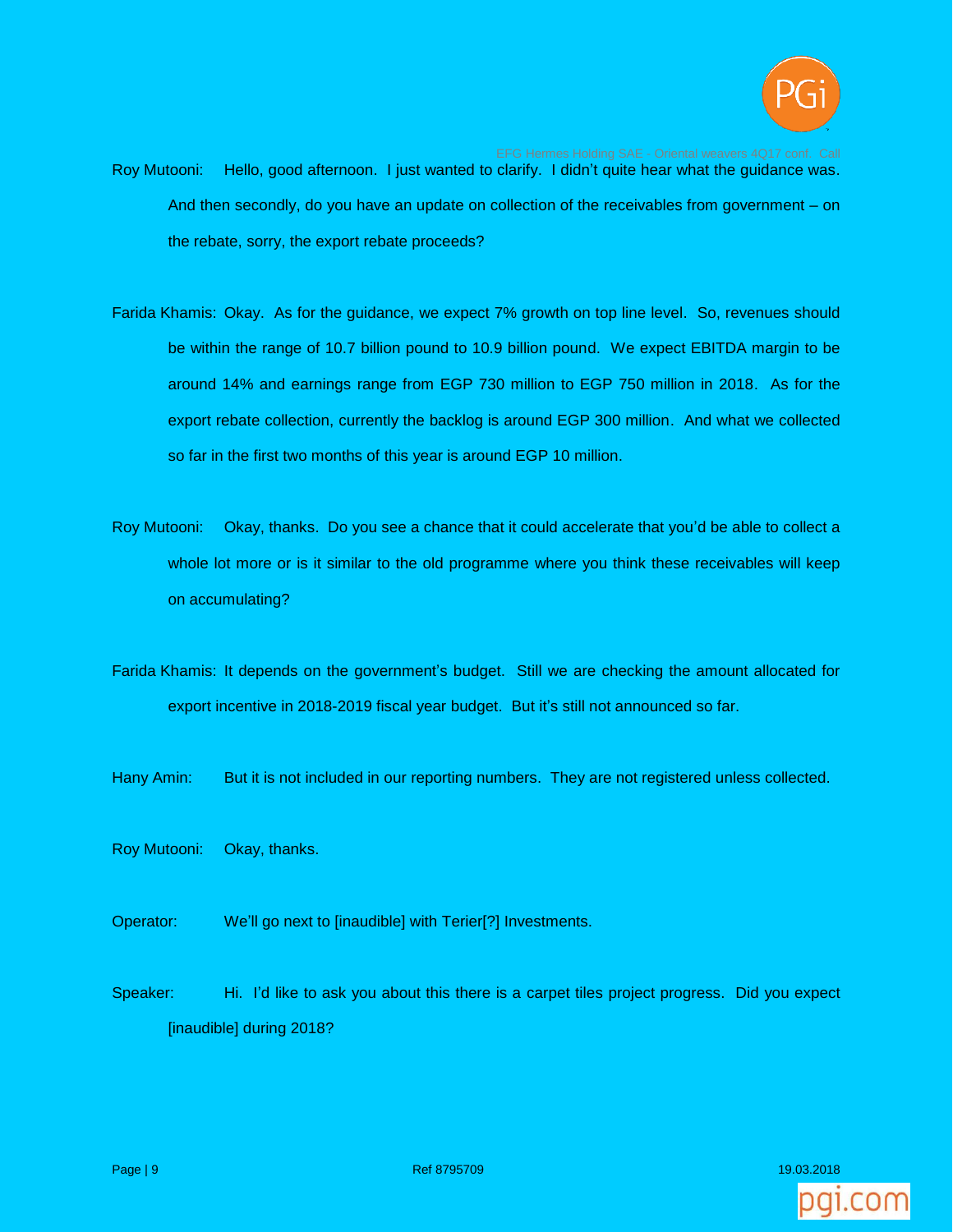Roy Mutooni: Hello, good afternoon. I just wanted to clarify. I didn't quite hear what the guidance was. And then secondly, do you have an update on collection of the receivables from government – on the rebate, sorry, the export rebate proceeds?

Farida Khamis: Okay. As for the guidance, we expect 7% growth on top line level. So, revenues should be within the range of 10.7 billion pound to 10.9 billion pound. We expect EBITDA margin to be around 14% and earnings range from EGP 730 million to EGP 750 million in 2018. As for the export rebate collection, currently the backlog is around EGP 300 million. And what we collected so far in the first two months of this year is around EGP 10 million.

Roy Mutooni: Okay, thanks. Do you see a chance that it could accelerate that you'd be able to collect a whole lot more or is it similar to the old programme where you think these receivables will keep on accumulating?

Farida Khamis: It depends on the government's budget. Still we are checking the amount allocated for export incentive in 2018-2019 fiscal year budget. But it's still not announced so far.

Hany Amin: But it is not included in our reporting numbers. They are not registered unless collected.

Roy Mutooni: Okay, thanks.

Operator: We'll go next to [inaudible] with Terier[?] Investments.

Speaker: Hi. I'd like to ask you about this there is a carpet tiles project progress. Did you expect [inaudible] during 2018?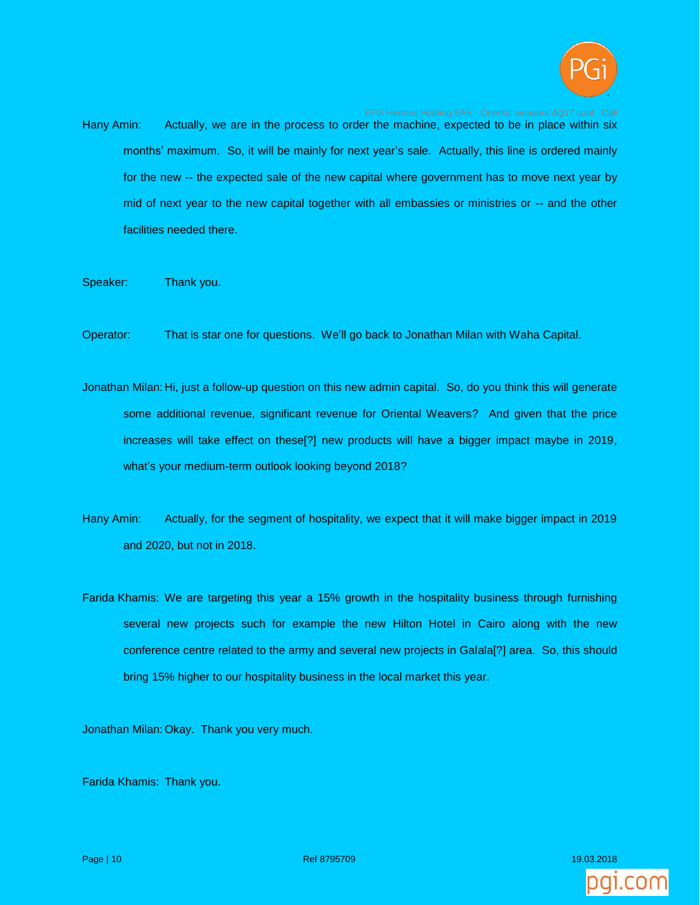Hany Amin: Actually, we are in the process to order the machine, expected to be in place within six months' maximum. So, it will be mainly for next year's sale. Actually, this line is ordered mainly for the new -- the expected sale of the new capital where government has to move next year by mid of next year to the new capital together with all embassies or ministries or -- and the other facilities needed there.

Speaker: Thank you.

Operator: That is star one for questions. We'll go back to Jonathan Milan with Waha Capital.

Jonathan Milan: Hi, just a follow-up question on this new admin capital. So, do you think this will generate some additional revenue, significant revenue for Oriental Weavers? And given that the price increases will take effect on these[?] new products will have a bigger impact maybe in 2019, what's your medium-term outlook looking beyond 2018?

Hany Amin: Actually, for the segment of hospitality, we expect that it will make bigger impact in 2019 and 2020, but not in 2018.

Farida Khamis: We are targeting this year a 15% growth in the hospitality business through furnishing several new projects such for example the new Hilton Hotel in Cairo along with the new conference centre related to the army and several new projects in Galala[?] area. So, this should bring 15% higher to our hospitality business in the local market this year.

Jonathan Milan: Okay. Thank you very much.

Farida Khamis: Thank you.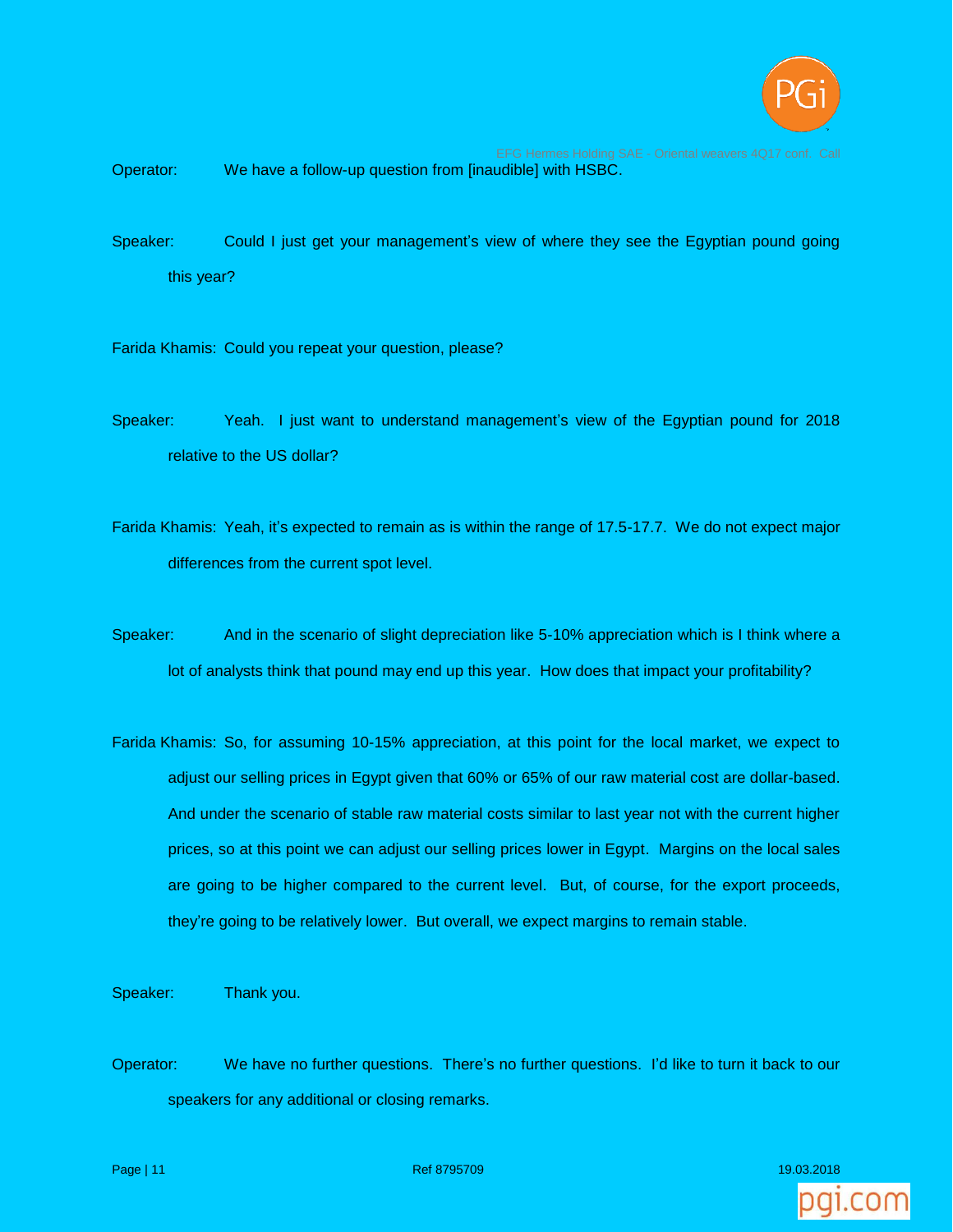Operator: We have a follow-up question from [inaudible] with HSBC.

Speaker: Could I just get your management's view of where they see the Egyptian pound going this year?

Farida Khamis: Could you repeat your question, please?

Speaker: Yeah. I just want to understand management's view of the Egyptian pound for 2018 relative to the US dollar?

Farida Khamis: Yeah, it's expected to remain as is within the range of 17.5-17.7. We do not expect major differences from the current spot level.

Speaker: And in the scenario of slight depreciation like 5-10% appreciation which is I think where a lot of analysts think that pound may end up this year. How does that impact your profitability?

Farida Khamis: So, for assuming 10-15% appreciation, at this point for the local market, we expect to adjust our selling prices in Egypt given that 60% or 65% of our raw material cost are dollar-based. And under the scenario of stable raw material costs similar to last year not with the current higher prices, so at this point we can adjust our selling prices lower in Egypt. Margins on the local sales are going to be higher compared to the current level. But, of course, for the export proceeds, they're going to be relatively lower. But overall, we expect margins to remain stable.

Speaker: Thank you.

Operator: We have no further questions. There's no further questions. I'd like to turn it back to our speakers for any additional or closing remarks.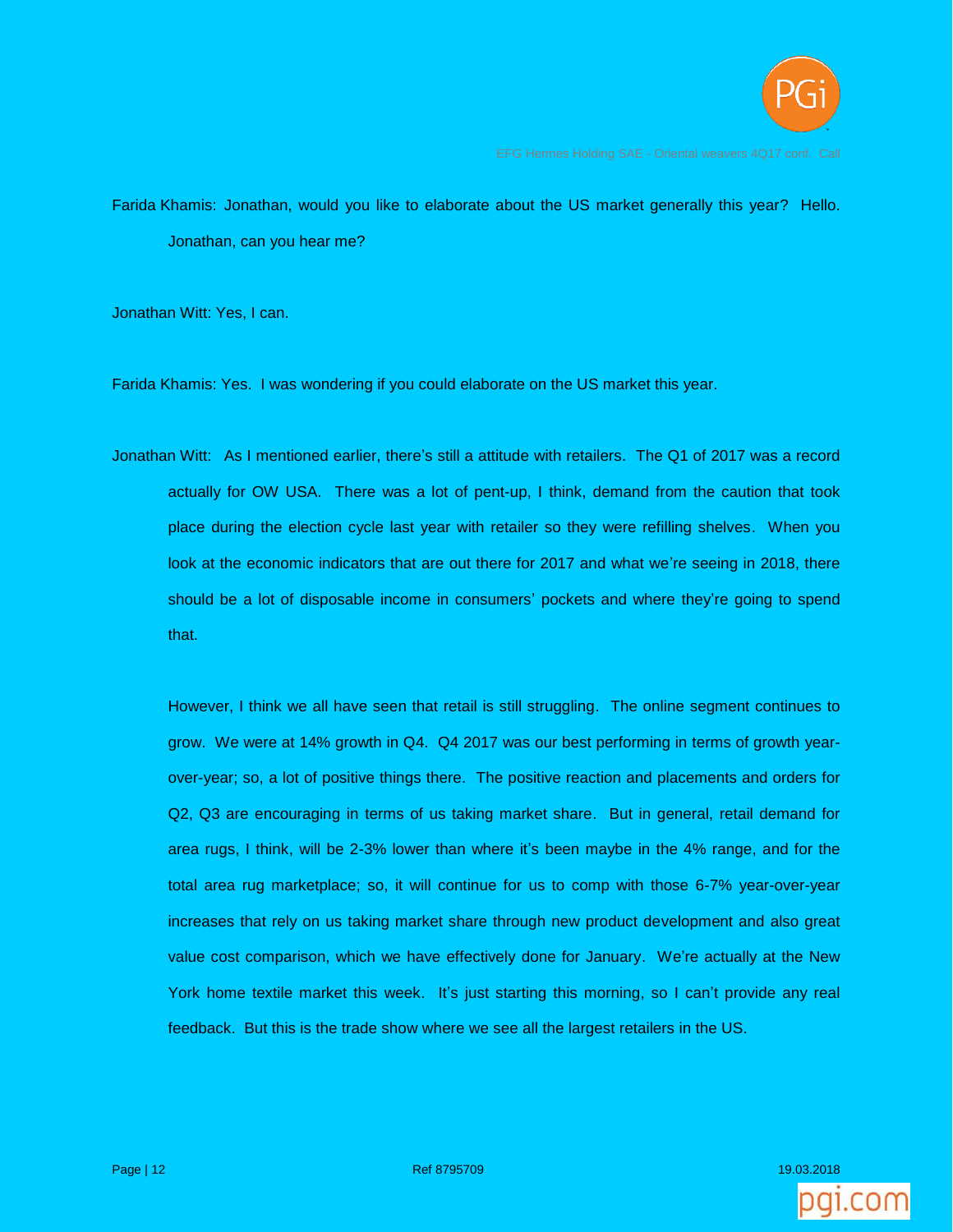Farida Khamis: Jonathan, would you like to elaborate about the US market generally this year? Hello. Jonathan, can you hear me?

Jonathan Witt: Yes, I can.

Farida Khamis: Yes. I was wondering if you could elaborate on the US market this year.

Jonathan Witt: As I mentioned earlier, there's still a attitude with retailers. The Q1 of 2017 was a record actually for OW USA. There was a lot of pent-up, I think, demand from the caution that took place during the election cycle last year with retailer so they were refilling shelves. When you look at the economic indicators that are out there for 2017 and what we're seeing in 2018, there should be a lot of disposable income in consumers' pockets and where they're going to spend that.

However, I think we all have seen that retail is still struggling. The online segment continues to grow. We were at 14% growth in Q4. Q4 2017 was our best performing in terms of growth year-over-year; so, a lot of positive things there. The positive reaction and placements and orders for Q2, Q3 are encouraging in terms of us taking market share. But in general, retail demand for area rugs, I think, will be 2-3% lower than where it's been maybe in the 4% range, and for the total area rug marketplace; so, it will continue for us to comp with those 6-7% year-over-year increases that rely on us taking market share through new product development and also great value cost comparison, which we have effectively done for January. We're actually at the New York home textile market this week. It's just starting this morning, so I can't provide any real feedback. But this is the trade show where we see all the largest retailers in the US.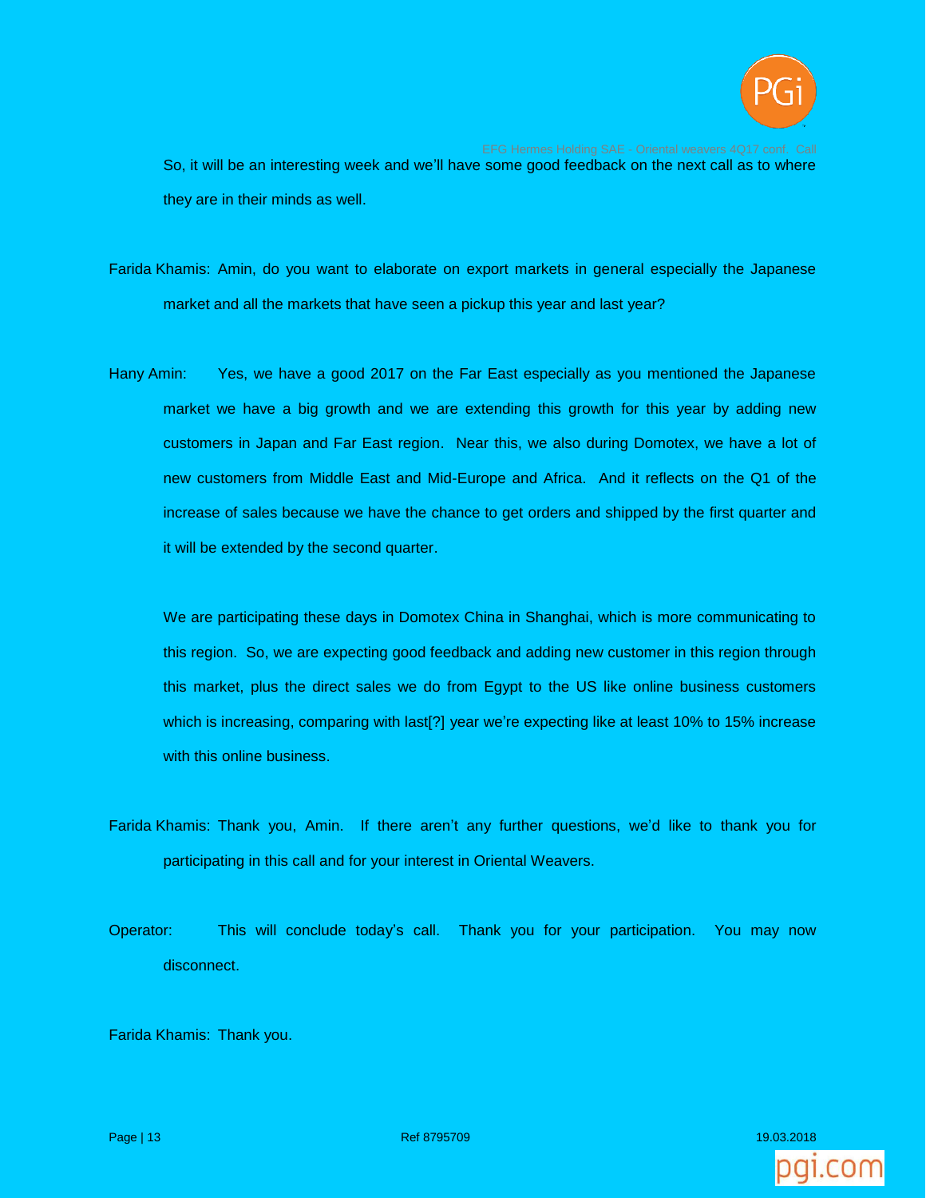So, it will be an interesting week and we'll have some good feedback on the next call as to where they are in their minds as well.

Farida Khamis: Amin, do you want to elaborate on export markets in general especially the Japanese market and all the markets that have seen a pickup this year and last year?

Hany Amin: Yes, we have a good 2017 on the Far East especially as you mentioned the Japanese market we have a big growth and we are extending this growth for this year by adding new customers in Japan and Far East region. Near this, we also during Domotex, we have a lot of new customers from Middle East and Mid-Europe and Africa. And it reflects on the Q1 of the increase of sales because we have the chance to get orders and shipped by the first quarter and it will be extended by the second quarter.

We are participating these days in Domotex China in Shanghai, which is more communicating to this region. So, we are expecting good feedback and adding new customer in this region through this market, plus the direct sales we do from Egypt to the US like online business customers which is increasing, comparing with last[?] year we're expecting like at least 10% to 15% increase with this online business.

Farida Khamis: Thank you, Amin. If there aren't any further questions, we'd like to thank you for participating in this call and for your interest in Oriental Weavers.

Operator: This will conclude today's call. Thank you for your participation. You may now disconnect.

Farida Khamis: Thank you.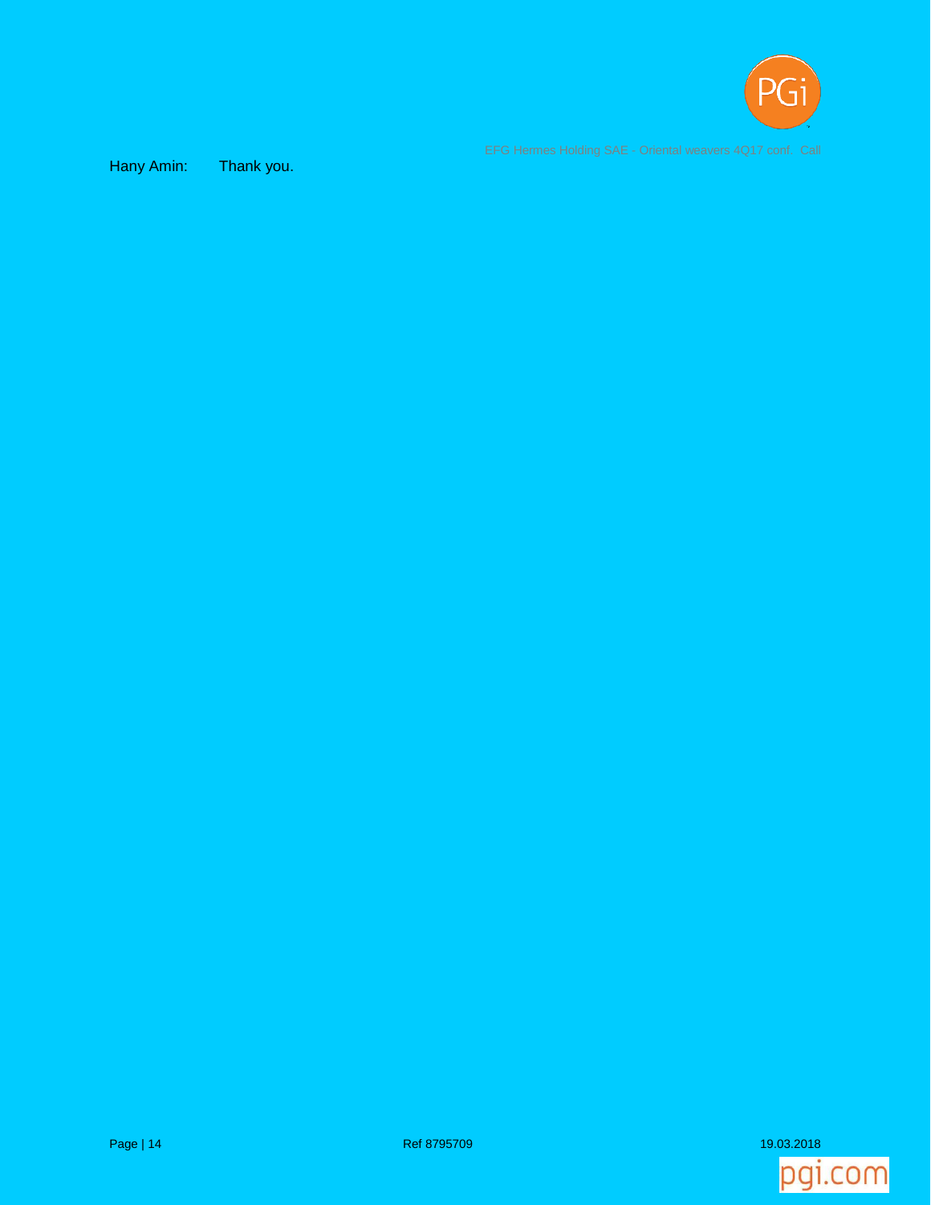Hany Amin: Thank you.